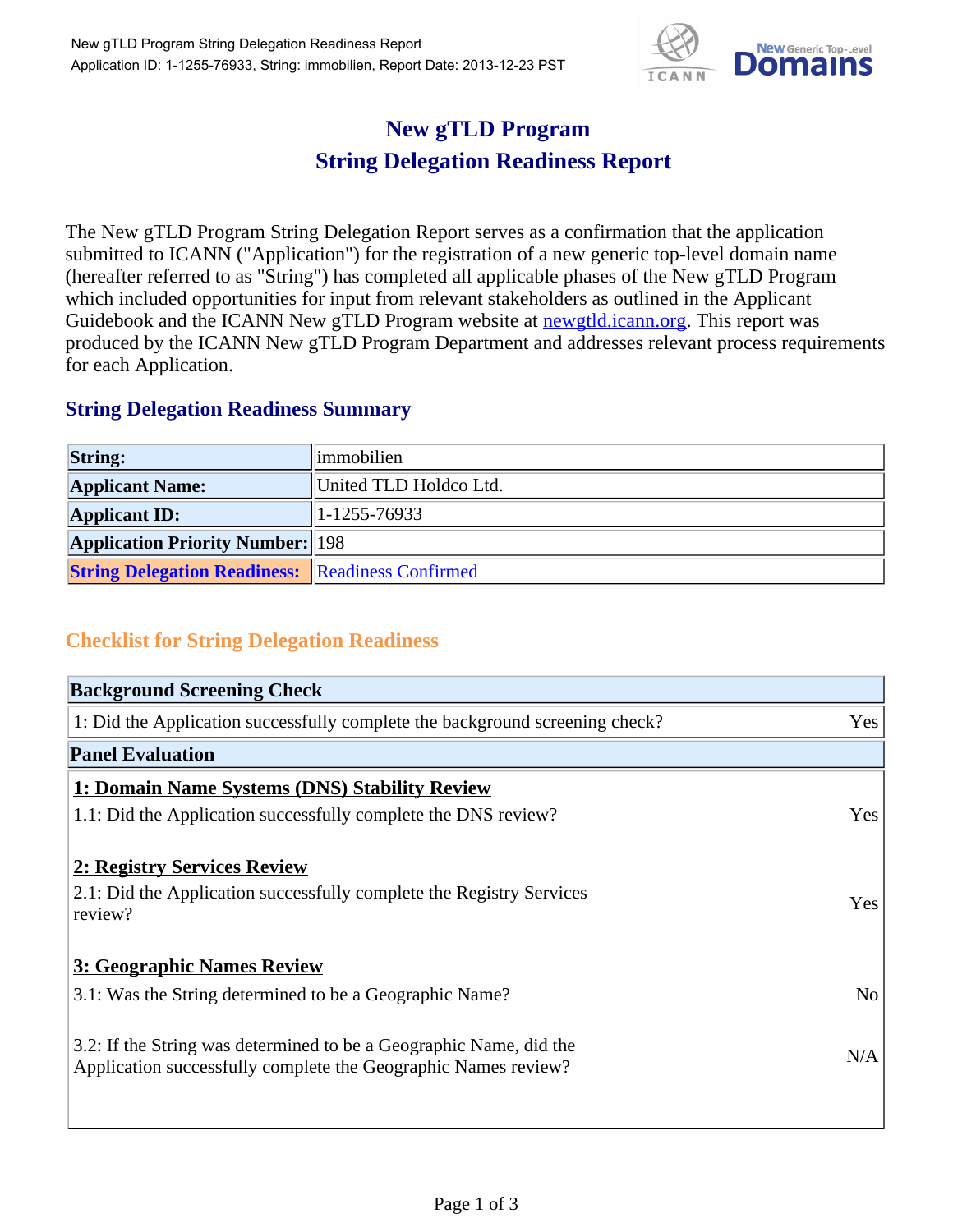# New gTLD Program
# String Delegation Readiness Report

The New gTLD Program String Delegation Report serves as a confirmation that the application submitted to ICANN ("Application") for the registration of a new generic top-level domain name (hereafter referred to as "String") has completed all applicable phases of the New gTLD Program which included opportunities for input from relevant stakeholders as outlined in the Applicant Guidebook and the ICANN New gTLD Program website at newgtld.icann.org. This report was produced by the ICANN New gTLD Program Department and addresses relevant process requirements for each Application.

## String Delegation Readiness Summary

| | |
|---|---|
| **String:** | immobilien |
| **Applicant Name:** | United TLD Holdco Ltd. |
| **Applicant ID:** | 1-1255-76933 |
| **Application Priority Number:** | 198 |
| **String Delegation Readiness:** | Readiness Confirmed |

## Checklist for String Delegation Readiness

| **Background Screening Check** | |
|---|---|
| 1: Did the Application successfully complete the background screening check? | Yes |
| **Panel Evaluation** | |
| **1: Domain Name Systems (DNS) Stability Review** | |
| 1.1: Did the Application successfully complete the DNS review? | Yes |
| **2: Registry Services Review** | |
| 2.1: Did the Application successfully complete the Registry Services review? | Yes |
| **3: Geographic Names Review** | |
| 3.1: Was the String determined to be a Geographic Name? | No |
| 3.2: If the String was determined to be a Geographic Name, did the Application successfully complete the Geographic Names review? | N/A |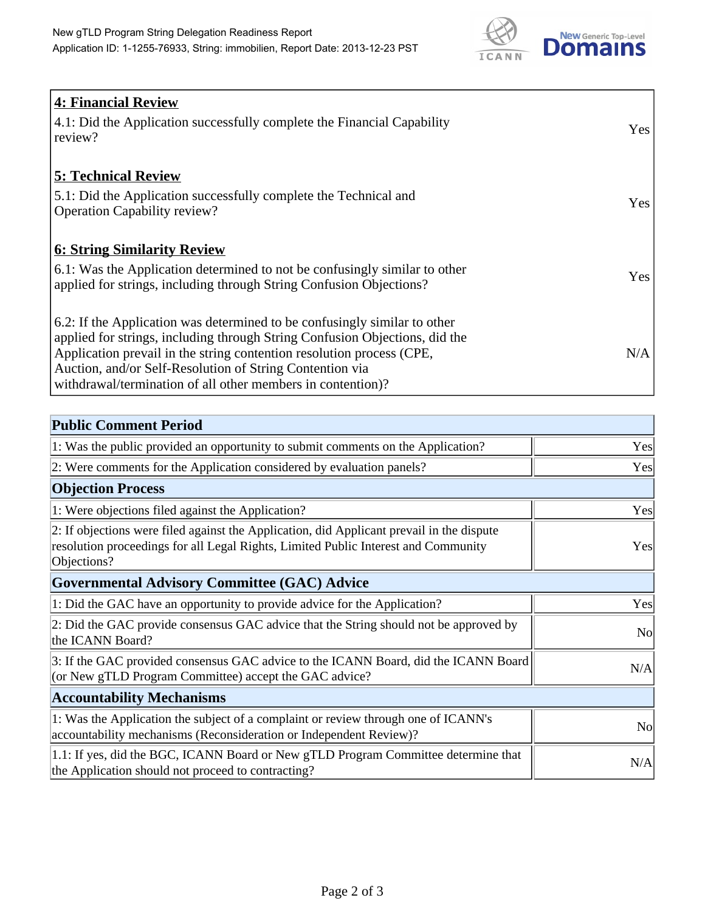## 4: Financial Review

| | |
|---|---|
| 4.1: Did the Application successfully complete the Financial Capability review? | Yes |

## 5: Technical Review

| | |
|---|---|
| 5.1: Did the Application successfully complete the Technical and Operation Capability review? | Yes |

## 6: String Similarity Review

| | |
|---|---|
| 6.1: Was the Application determined to not be confusingly similar to other applied for strings, including through String Confusion Objections? | Yes |
| 6.2: If the Application was determined to be confusingly similar to other applied for strings, including through String Confusion Objections, did the Application prevail in the string contention resolution process (CPE, Auction, and/or Self-Resolution of String Contention via withdrawal/termination of all other members in contention)? | N/A |

| Public Comment Period | |
|---|---|
| 1: Was the public provided an opportunity to submit comments on the Application? | Yes |
| 2: Were comments for the Application considered by evaluation panels? | Yes |
| **Objection Process** | |
| 1: Were objections filed against the Application? | Yes |
| 2: If objections were filed against the Application, did Applicant prevail in the dispute resolution proceedings for all Legal Rights, Limited Public Interest and Community Objections? | Yes |
| **Governmental Advisory Committee (GAC) Advice** | |
| 1: Did the GAC have an opportunity to provide advice for the Application? | Yes |
| 2: Did the GAC provide consensus GAC advice that the String should not be approved by the ICANN Board? | No |
| 3: If the GAC provided consensus GAC advice to the ICANN Board, did the ICANN Board (or New gTLD Program Committee) accept the GAC advice? | N/A |
| **Accountability Mechanisms** | |
| 1: Was the Application the subject of a complaint or review through one of ICANN's accountability mechanisms (Reconsideration or Independent Review)? | No |
| 1.1: If yes, did the BGC, ICANN Board or New gTLD Program Committee determine that the Application should not proceed to contracting? | N/A |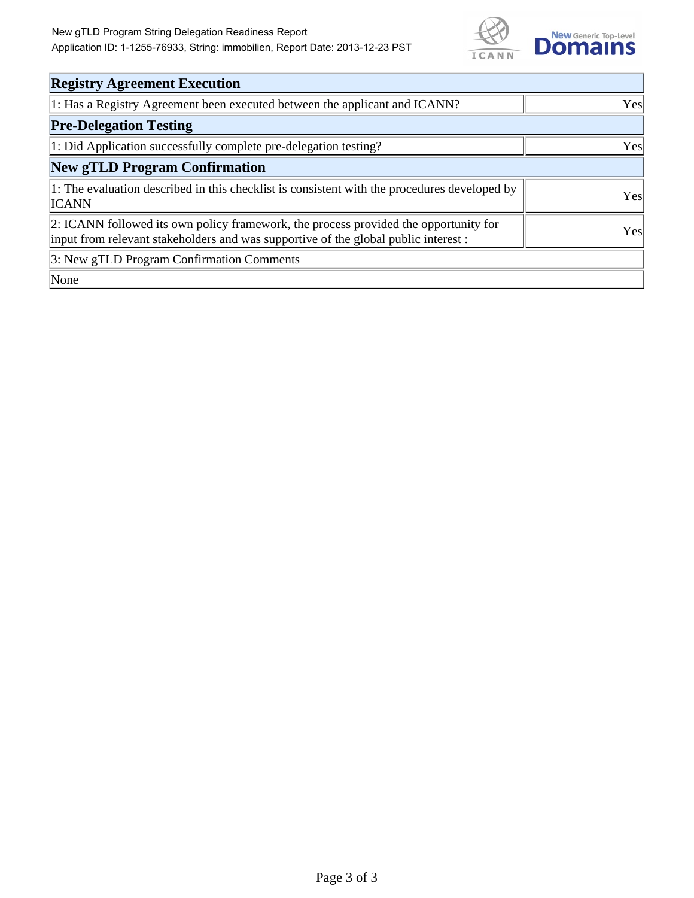## Registry Agreement Execution

| | |
|---|---|
| 1: Has a Registry Agreement been executed between the applicant and ICANN? | Yes |

## Pre-Delegation Testing

| | |
|---|---|
| 1: Did Application successfully complete pre-delegation testing? | Yes |

## New gTLD Program Confirmation

| | |
|---|---|
| 1: The evaluation described in this checklist is consistent with the procedures developed by ICANN | Yes |
| 2: ICANN followed its own policy framework, the process provided the opportunity for input from relevant stakeholders and was supportive of the global public interest : | Yes |

3: New gTLD Program Confirmation Comments

None